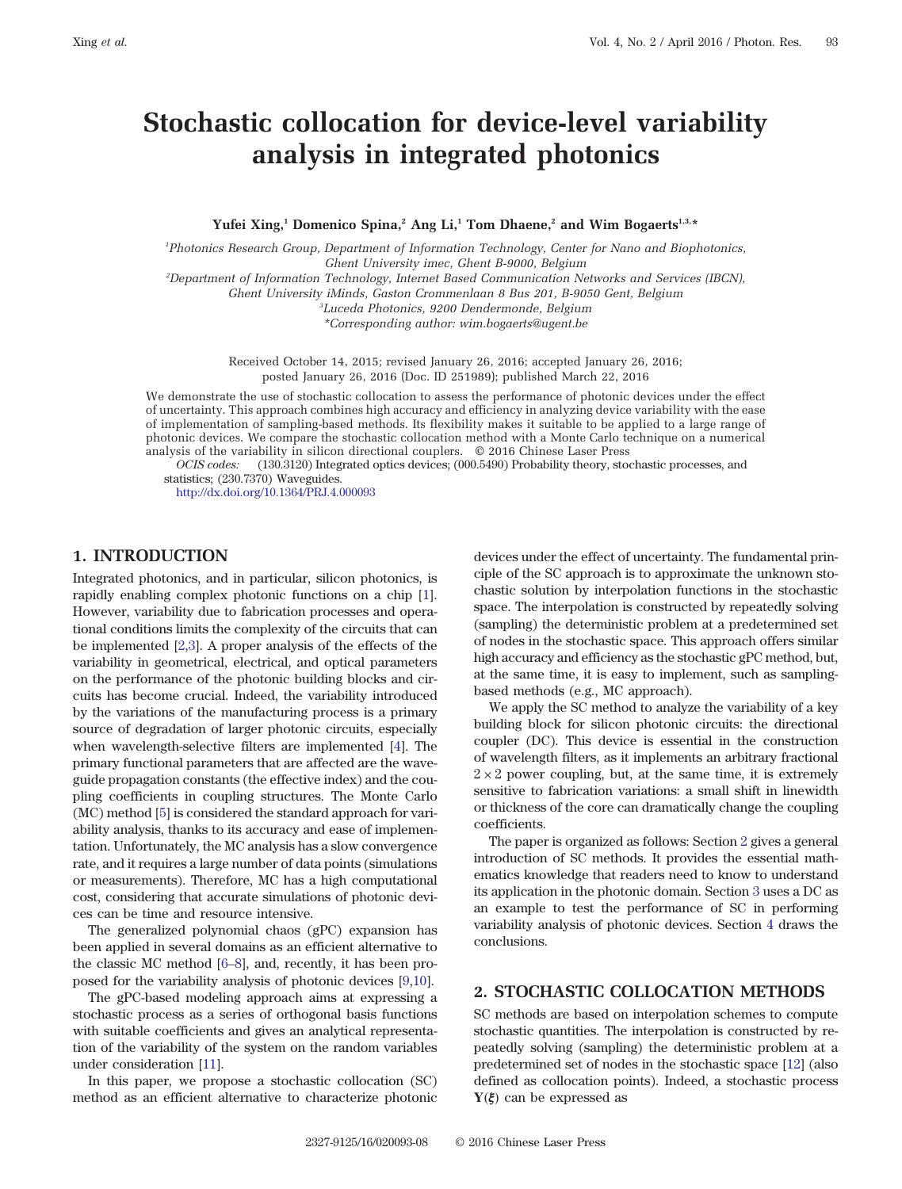# Stochastic collocation for device-level variability analysis in integrated photonics

**Yufei Xing,[1] Domenico Spina,[2] Ang Li,[1] Tom Dhaene,[2] and Wim Bogaerts[1,3,*]**

[1]Photonics Research Group, Department of Information Technology, Center for Nano and Biophotonics, Ghent University imec, Ghent B-9000, Belgium

[2]Department of Information Technology, Internet Based Communication Networks and Services (IBCN), Ghent University iMinds, Gaston Crommenlaan 8 Bus 201, B-9050 Gent, Belgium

[3]Luceda Photonics, 9200 Dendermonde, Belgium

*Corresponding author: wim.bogaerts@ugent.be

Received October 14, 2015; revised January 26, 2016; accepted January 26, 2016; posted January 26, 2016 (Doc. ID 251989); published March 22, 2016

We demonstrate the use of stochastic collocation to assess the performance of photonic devices under the effect of uncertainty. This approach combines high accuracy and efficiency in analyzing device variability with the ease of implementation of sampling-based methods. Its flexibility makes it suitable to be applied to a large range of photonic devices. We compare the stochastic collocation method with a Monte Carlo technique on a numerical analysis of the variability in silicon directional couplers. © 2016 Chinese Laser Press

*OCIS codes:* (130.3120) Integrated optics devices; (000.5490) Probability theory, stochastic processes, and statistics; (230.7370) Waveguides.

http://dx.doi.org/10.1364/PRJ.4.000093

## 1. INTRODUCTION

Integrated photonics, and in particular, silicon photonics, is rapidly enabling complex photonic functions on a chip [1]. However, variability due to fabrication processes and operational conditions limits the complexity of the circuits that can be implemented [2,3]. A proper analysis of the effects of the variability in geometrical, electrical, and optical parameters on the performance of the photonic building blocks and circuits has become crucial. Indeed, the variability introduced by the variations of the manufacturing process is a primary source of degradation of larger photonic circuits, especially when wavelength-selective filters are implemented [4]. The primary functional parameters that are affected are the waveguide propagation constants (the effective index) and the coupling coefficients in coupling structures. The Monte Carlo (MC) method [5] is considered the standard approach for variability analysis, thanks to its accuracy and ease of implementation. Unfortunately, the MC analysis has a slow convergence rate, and it requires a large number of data points (simulations or measurements). Therefore, MC has a high computational cost, considering that accurate simulations of photonic devices can be time and resource intensive.

The generalized polynomial chaos (gPC) expansion has been applied in several domains as an efficient alternative to the classic MC method [6–8], and, recently, it has been proposed for the variability analysis of photonic devices [9,10].

The gPC-based modeling approach aims at expressing a stochastic process as a series of orthogonal basis functions with suitable coefficients and gives an analytical representation of the variability of the system on the random variables under consideration [11].

In this paper, we propose a stochastic collocation (SC) method as an efficient alternative to characterize photonic devices under the effect of uncertainty. The fundamental principle of the SC approach is to approximate the unknown stochastic solution by interpolation functions in the stochastic space. The interpolation is constructed by repeatedly solving (sampling) the deterministic problem at a predetermined set of nodes in the stochastic space. This approach offers similar high accuracy and efficiency as the stochastic gPC method, but, at the same time, it is easy to implement, such as sampling-based methods (e.g., MC approach).

We apply the SC method to analyze the variability of a key building block for silicon photonic circuits: the directional coupler (DC). This device is essential in the construction of wavelength filters, as it implements an arbitrary fractional $2 \times 2$ power coupling, but, at the same time, it is extremely sensitive to fabrication variations: a small shift in linewidth or thickness of the core can dramatically change the coupling coefficients.

The paper is organized as follows: Section 2 gives a general introduction of SC methods. It provides the essential mathematics knowledge that readers need to know to understand its application in the photonic domain. Section 3 uses a DC as an example to test the performance of SC in performing variability analysis of photonic devices. Section 4 draws the conclusions.

## 2. STOCHASTIC COLLOCATION METHODS

SC methods are based on interpolation schemes to compute stochastic quantities. The interpolation is constructed by repeatedly solving (sampling) the deterministic problem at a predetermined set of nodes in the stochastic space [12] (also defined as collocation points). Indeed, a stochastic process $\mathbf{Y}(\boldsymbol{\xi})$ can be expressed as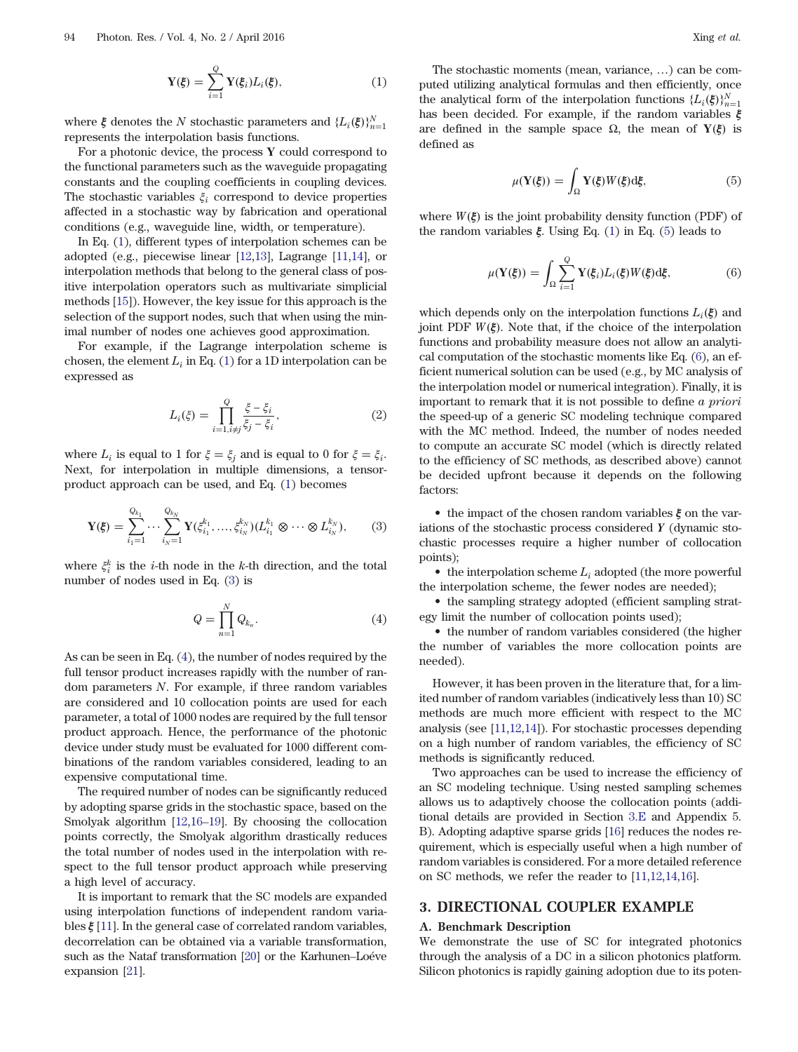$$\mathbf{Y}(\boldsymbol{\xi}) = \sum_{i=1}^{Q} \mathbf{Y}(\boldsymbol{\xi}_i) L_i(\boldsymbol{\xi}), \tag{1}$$

where $\boldsymbol{\xi}$ denotes the $N$ stochastic parameters and $\{L_i(\boldsymbol{\xi})\}_{n=1}^{N}$ represents the interpolation basis functions.

For a photonic device, the process $\mathbf{Y}$ could correspond to the functional parameters such as the waveguide propagating constants and the coupling coefficients in coupling devices. The stochastic variables $\xi_i$ correspond to device properties affected in a stochastic way by fabrication and operational conditions (e.g., waveguide line, width, or temperature).

In Eq. (1), different types of interpolation schemes can be adopted (e.g., piecewise linear [12,13], Lagrange [11,14], or interpolation methods that belong to the general class of positive interpolation operators such as multivariate simplicial methods [15]). However, the key issue for this approach is the selection of the support nodes, such that when using the minimal number of nodes one achieves good approximation.

For example, if the Lagrange interpolation scheme is chosen, the element $L_i$ in Eq. (1) for a 1D interpolation can be expressed as

$$L_i(\xi) = \prod_{i=1, i\neq j}^{Q} \frac{\xi - \xi_i}{\xi_j - \xi_i}, \tag{2}$$

where $L_i$ is equal to 1 for $\xi = \xi_j$ and is equal to 0 for $\xi = \xi_i$. Next, for interpolation in multiple dimensions, a tensor-product approach can be used, and Eq. (1) becomes

$$\mathbf{Y}(\boldsymbol{\xi}) = \sum_{i_1=1}^{Q_{k_1}} \cdots \sum_{i_N=1}^{Q_{k_N}} \mathbf{Y}(\xi_{i_1}^{k_1}, \ldots, \xi_{i_N}^{k_N})(L_{i_1}^{k_1} \otimes \cdots \otimes L_{i_N}^{k_N}), \tag{3}$$

where $\xi_i^k$ is the $i$-th node in the $k$-th direction, and the total number of nodes used in Eq. (3) is

$$Q = \prod_{n=1}^{N} Q_{k_n}. \tag{4}$$

As can be seen in Eq. (4), the number of nodes required by the full tensor product increases rapidly with the number of random parameters $N$. For example, if three random variables are considered and 10 collocation points are used for each parameter, a total of 1000 nodes are required by the full tensor product approach. Hence, the performance of the photonic device under study must be evaluated for 1000 different combinations of the random variables considered, leading to an expensive computational time.

The required number of nodes can be significantly reduced by adopting sparse grids in the stochastic space, based on the Smolyak algorithm [12,16–19]. By choosing the collocation points correctly, the Smolyak algorithm drastically reduces the total number of nodes used in the interpolation with respect to the full tensor product approach while preserving a high level of accuracy.

It is important to remark that the SC models are expanded using interpolation functions of independent random variables $\boldsymbol{\xi}$ [11]. In the general case of correlated random variables, decorrelation can be obtained via a variable transformation, such as the Nataf transformation [20] or the Karhunen–Loéve expansion [21].

The stochastic moments (mean, variance, …) can be computed utilizing analytical formulas and then efficiently, once the analytical form of the interpolation functions $\{L_i(\boldsymbol{\xi})\}_{n=1}^{N}$ has been decided. For example, if the random variables $\boldsymbol{\xi}$ are defined in the sample space $\Omega$, the mean of $\mathbf{Y}(\boldsymbol{\xi})$ is defined as

$$\mu(\mathbf{Y}(\boldsymbol{\xi})) = \int_{\Omega} \mathbf{Y}(\boldsymbol{\xi}) W(\boldsymbol{\xi}) \mathrm{d}\boldsymbol{\xi}, \tag{5}$$

where $W(\boldsymbol{\xi})$ is the joint probability density function (PDF) of the random variables $\boldsymbol{\xi}$. Using Eq. (1) in Eq. (5) leads to

$$\mu(\mathbf{Y}(\boldsymbol{\xi})) = \int_{\Omega} \sum_{i=1}^{Q} \mathbf{Y}(\boldsymbol{\xi}_i) L_i(\boldsymbol{\xi}) W(\boldsymbol{\xi}) \mathrm{d}\boldsymbol{\xi}, \tag{6}$$

which depends only on the interpolation functions $L_i(\boldsymbol{\xi})$ and joint PDF $W(\boldsymbol{\xi})$. Note that, if the choice of the interpolation functions and probability measure does not allow an analytical computation of the stochastic moments like Eq. (6), an efficient numerical solution can be used (e.g., by MC analysis of the interpolation model or numerical integration). Finally, it is important to remark that it is not possible to define *a priori* the speed-up of a generic SC modeling technique compared with the MC method. Indeed, the number of nodes needed to compute an accurate SC model (which is directly related to the efficiency of SC methods, as described above) cannot be decided upfront because it depends on the following factors:

- the impact of the chosen random variables $\boldsymbol{\xi}$ on the variations of the stochastic process considered $Y$ (dynamic stochastic processes require a higher number of collocation points);
- the interpolation scheme $L_i$ adopted (the more powerful the interpolation scheme, the fewer nodes are needed);
- the sampling strategy adopted (efficient sampling strategy limit the number of collocation points used);
- the number of random variables considered (the higher the number of variables the more collocation points are needed).

However, it has been proven in the literature that, for a limited number of random variables (indicatively less than 10) SC methods are much more efficient with respect to the MC analysis (see [11,12,14]). For stochastic processes depending on a high number of random variables, the efficiency of SC methods is significantly reduced.

Two approaches can be used to increase the efficiency of an SC modeling technique. Using nested sampling schemes allows us to adaptively choose the collocation points (additional details are provided in Section 3.E and Appendix 5. B). Adopting adaptive sparse grids [16] reduces the nodes requirement, which is especially useful when a high number of random variables is considered. For a more detailed reference on SC methods, we refer the reader to [11,12,14,16].

## 3. DIRECTIONAL COUPLER EXAMPLE

### A. Benchmark Description

We demonstrate the use of SC for integrated photonics through the analysis of a DC in a silicon photonics platform. Silicon photonics is rapidly gaining adoption due to its poten-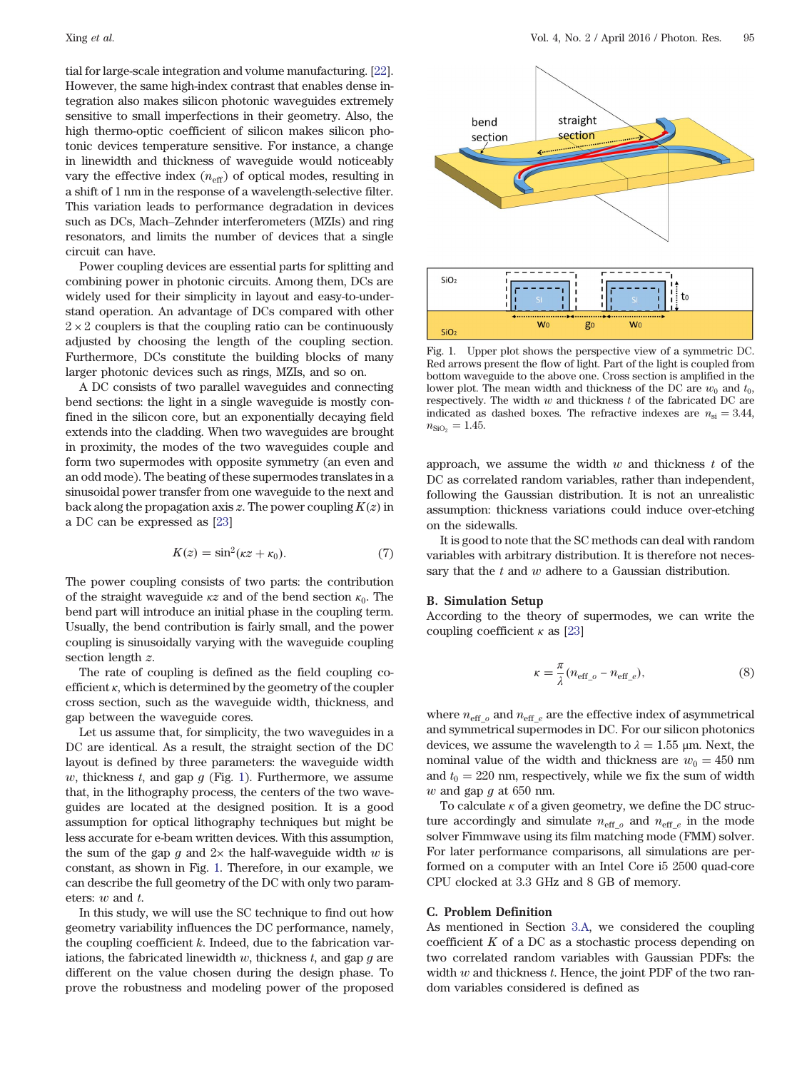tial for large-scale integration and volume manufacturing. [22]. However, the same high-index contrast that enables dense integration also makes silicon photonic waveguides extremely sensitive to small imperfections in their geometry. Also, the high thermo-optic coefficient of silicon makes silicon photonic devices temperature sensitive. For instance, a change in linewidth and thickness of waveguide would noticeably vary the effective index ($n_{\text{eff}}$) of optical modes, resulting in a shift of 1 nm in the response of a wavelength-selective filter. This variation leads to performance degradation in devices such as DCs, Mach–Zehnder interferometers (MZIs) and ring resonators, and limits the number of devices that a single circuit can have.

Power coupling devices are essential parts for splitting and combining power in photonic circuits. Among them, DCs are widely used for their simplicity in layout and easy-to-understand operation. An advantage of DCs compared with other $2 \times 2$ couplers is that the coupling ratio can be continuously adjusted by choosing the length of the coupling section. Furthermore, DCs constitute the building blocks of many larger photonic devices such as rings, MZIs, and so on.

A DC consists of two parallel waveguides and connecting bend sections: the light in a single waveguide is mostly confined in the silicon core, but an exponentially decaying field extends into the cladding. When two waveguides are brought in proximity, the modes of the two waveguides couple and form two supermodes with opposite symmetry (an even and an odd mode). The beating of these supermodes translates in a sinusoidal power transfer from one waveguide to the next and back along the propagation axis $z$. The power coupling $K(z)$ in a DC can be expressed as [23]

$$K(z) = \sin^2(\kappa z + \kappa_0). \tag{7}$$

The power coupling consists of two parts: the contribution of the straight waveguide $\kappa z$ and of the bend section $\kappa_0$. The bend part will introduce an initial phase in the coupling term. Usually, the bend contribution is fairly small, and the power coupling is sinusoidally varying with the waveguide coupling section length $z$.

The rate of coupling is defined as the field coupling coefficient $\kappa$, which is determined by the geometry of the coupler cross section, such as the waveguide width, thickness, and gap between the waveguide cores.

Let us assume that, for simplicity, the two waveguides in a DC are identical. As a result, the straight section of the DC layout is defined by three parameters: the waveguide width $w$, thickness $t$, and gap $g$ (Fig. 1). Furthermore, we assume that, in the lithography process, the centers of the two waveguides are located at the designed position. It is a good assumption for optical lithography techniques but might be less accurate for e-beam written devices. With this assumption, the sum of the gap $g$ and $2\times$ the half-waveguide width $w$ is constant, as shown in Fig. 1. Therefore, in our example, we can describe the full geometry of the DC with only two parameters: $w$ and $t$.

In this study, we will use the SC technique to find out how geometry variability influences the DC performance, namely, the coupling coefficient $k$. Indeed, due to the fabrication variations, the fabricated linewidth $w$, thickness $t$, and gap $g$ are different on the value chosen during the design phase. To prove the robustness and modeling power of the proposed approach, we assume the width $w$ and thickness $t$ of the DC as correlated random variables, rather than independent, following the Gaussian distribution. It is not an unrealistic assumption: thickness variations could induce over-etching on the sidewalls.

Fig. 1. Upper plot shows the perspective view of a symmetric DC. Red arrows present the flow of light. Part of the light is coupled from bottom waveguide to the above one. Cross section is amplified in the lower plot. The mean width and thickness of the DC are $w_0$ and $t_0$, respectively. The width $w$ and thickness $t$ of the fabricated DC are indicated as dashed boxes. The refractive indexes are $n_{\text{si}} = 3.44$, $n_{\text{SiO}_2} = 1.45$.

It is good to note that the SC methods can deal with random variables with arbitrary distribution. It is therefore not necessary that the $t$ and $w$ adhere to a Gaussian distribution.

### B. Simulation Setup

According to the theory of supermodes, we can write the coupling coefficient $\kappa$ as [23]

$$\kappa = \frac{\pi}{\lambda}(n_{\text{eff}\_o} - n_{\text{eff}\_e}), \tag{8}$$

where $n_{\text{eff}\_o}$ and $n_{\text{eff}\_e}$ are the effective index of asymmetrical and symmetrical supermodes in DC. For our silicon photonics devices, we assume the wavelength to $\lambda = 1.55$ μm. Next, the nominal value of the width and thickness are $w_0 = 450$ nm and $t_0 = 220$ nm, respectively, while we fix the sum of width $w$ and gap $g$ at 650 nm.

To calculate $\kappa$ of a given geometry, we define the DC structure accordingly and simulate $n_{\text{eff}\_o}$ and $n_{\text{eff}\_e}$ in the mode solver Fimmwave using its film matching mode (FMM) solver. For later performance comparisons, all simulations are performed on a computer with an Intel Core i5 2500 quad-core CPU clocked at 3.3 GHz and 8 GB of memory.

### C. Problem Definition

As mentioned in Section 3.A, we considered the coupling coefficient $K$ of a DC as a stochastic process depending on two correlated random variables with Gaussian PDFs: the width $w$ and thickness $t$. Hence, the joint PDF of the two random variables considered is defined as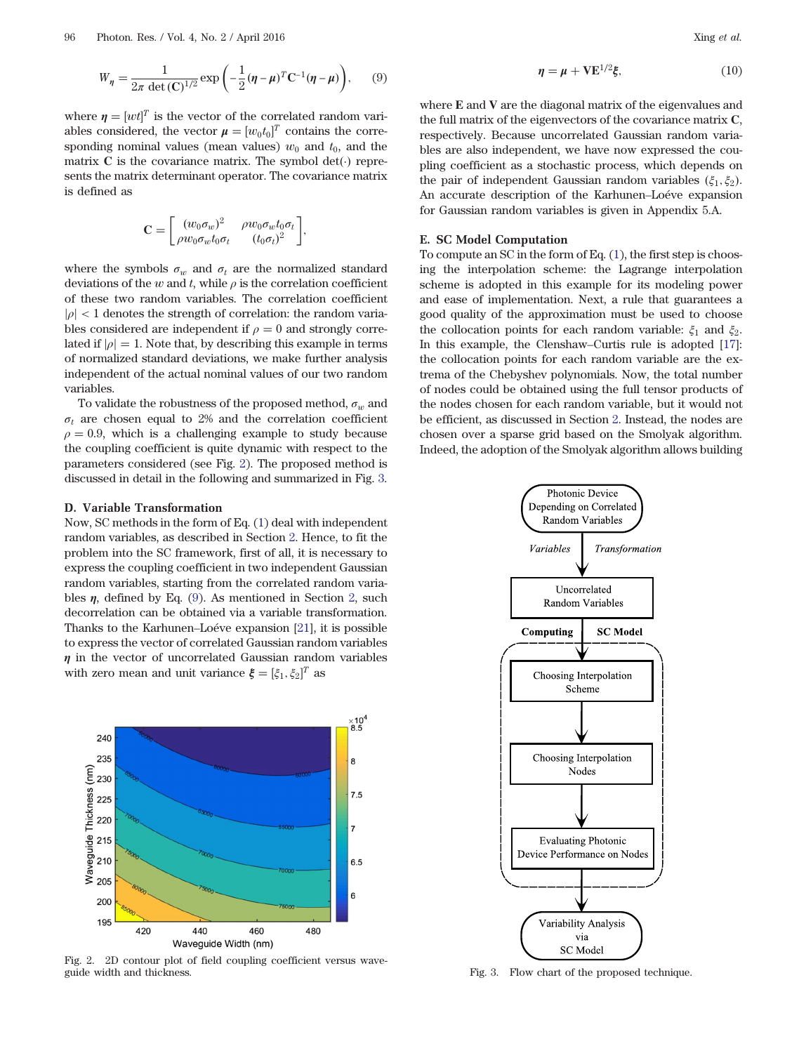$$W_{\eta} = \frac{1}{2\pi \det(\mathbf{C})^{1/2}} \exp\left(-\frac{1}{2}(\boldsymbol{\eta} - \boldsymbol{\mu})^T \mathbf{C}^{-1}(\boldsymbol{\eta} - \boldsymbol{\mu})\right), \quad (9)$$

where $\boldsymbol{\eta} = [wt]^T$ is the vector of the correlated random variables considered, the vector $\boldsymbol{\mu} = [w_0 t_0]^T$ contains the corresponding nominal values (mean values) $w_0$ and $t_0$, and the matrix $\mathbf{C}$ is the covariance matrix. The symbol $\det(\cdot)$ represents the matrix determinant operator. The covariance matrix is defined as

$$\mathbf{C} = \begin{bmatrix} (w_0\sigma_w)^2 & \rho w_0 \sigma_w t_0 \sigma_t \\ \rho w_0 \sigma_w t_0 \sigma_t & (t_0 \sigma_t)^2 \end{bmatrix},$$

where the symbols $\sigma_w$ and $\sigma_t$ are the normalized standard deviations of the $w$ and $t$, while $\rho$ is the correlation coefficient of these two random variables. The correlation coefficient $|\rho| < 1$ denotes the strength of correlation: the random variables considered are independent if $\rho = 0$ and strongly correlated if $|\rho| = 1$. Note that, by describing this example in terms of normalized standard deviations, we make further analysis independent of the actual nominal values of our two random variables.

To validate the robustness of the proposed method, $\sigma_w$ and $\sigma_t$ are chosen equal to 2% and the correlation coefficient $\rho = 0.9$, which is a challenging example to study because the coupling coefficient is quite dynamic with respect to the parameters considered (see Fig. 2). The proposed method is discussed in detail in the following and summarized in Fig. 3.

### D. Variable Transformation

Now, SC methods in the form of Eq. (1) deal with independent random variables, as described in Section 2. Hence, to fit the problem into the SC framework, first of all, it is necessary to express the coupling coefficient in two independent Gaussian random variables, starting from the correlated random variables $\boldsymbol{\eta}$, defined by Eq. (9). As mentioned in Section 2, such decorrelation can be obtained via a variable transformation. Thanks to the Karhunen–Loéve expansion [21], it is possible to express the vector of correlated Gaussian random variables $\boldsymbol{\eta}$ in the vector of uncorrelated Gaussian random variables with zero mean and unit variance $\boldsymbol{\xi} = [\xi_1, \xi_2]^T$ as

$$\boldsymbol{\eta} = \boldsymbol{\mu} + \mathbf{V}\mathbf{E}^{1/2}\boldsymbol{\xi}, \quad (10)$$

where $\mathbf{E}$ and $\mathbf{V}$ are the diagonal matrix of the eigenvalues and the full matrix of the eigenvectors of the covariance matrix $\mathbf{C}$, respectively. Because uncorrelated Gaussian random variables are also independent, we have now expressed the coupling coefficient as a stochastic process, which depends on the pair of independent Gaussian random variables $(\xi_1, \xi_2)$. An accurate description of the Karhunen–Loéve expansion for Gaussian random variables is given in Appendix 5.A.

### E. SC Model Computation

To compute an SC in the form of Eq. (1), the first step is choosing the interpolation scheme: the Lagrange interpolation scheme is adopted in this example for its modeling power and ease of implementation. Next, a rule that guarantees a good quality of the approximation must be used to choose the collocation points for each random variable: $\xi_1$ and $\xi_2$. In this example, the Clenshaw–Curtis rule is adopted [17]: the collocation points for each random variable are the extrema of the Chebyshev polynomials. Now, the total number of nodes could be obtained using the full tensor products of the nodes chosen for each random variable, but it would not be efficient, as discussed in Section 2. Instead, the nodes are chosen over a sparse grid based on the Smolyak algorithm. Indeed, the adoption of the Smolyak algorithm allows building

Fig. 2. 2D contour plot of field coupling coefficient versus waveguide width and thickness.

Fig. 3. Flow chart of the proposed technique.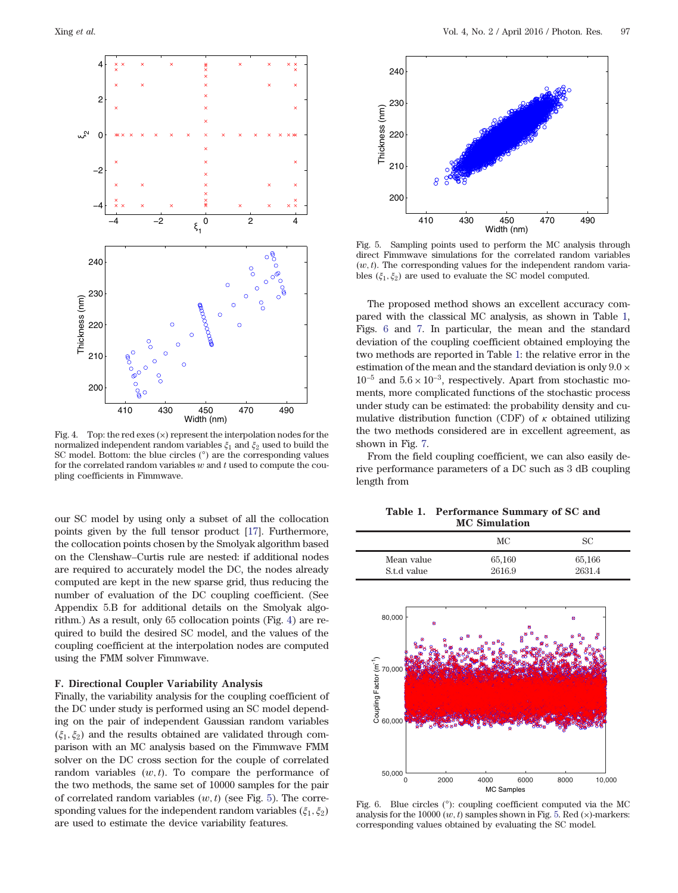our SC model by using only a subset of all the collocation points given by the full tensor product [17]. Furthermore, the collocation points chosen by the Smolyak algorithm based on the Clenshaw–Curtis rule are nested: if additional nodes are required to accurately model the DC, the nodes already computed are kept in the new sparse grid, thus reducing the number of evaluation of the DC coupling coefficient. (See Appendix 5.B for additional details on the Smolyak algorithm.) As a result, only 65 collocation points (Fig. 4) are required to build the desired SC model, and the values of the coupling coefficient at the interpolation nodes are computed using the FMM solver Fimmwave.

Fig. 4. Top: the red exes (×) represent the interpolation nodes for the normalized independent random variables $\xi_1$ and $\xi_2$ used to build the SC model. Bottom: the blue circles (°) are the corresponding values for the correlated random variables $w$ and $t$ used to compute the coupling coefficients in Fimmwave.

### F. Directional Coupler Variability Analysis

Finally, the variability analysis for the coupling coefficient of the DC under study is performed using an SC model depending on the pair of independent Gaussian random variables $(\xi_1, \xi_2)$ and the results obtained are validated through comparison with an MC analysis based on the Fimmwave FMM solver on the DC cross section for the couple of correlated random variables $(w, t)$. To compare the performance of the two methods, the same set of 10000 samples for the pair of correlated random variables $(w, t)$ (see Fig. 5). The corresponding values for the independent random variables $(\xi_1, \xi_2)$ are used to estimate the device variability features.

Fig. 5. Sampling points used to perform the MC analysis through direct Fimmwave simulations for the correlated random variables $(w, t)$. The corresponding values for the independent random variables $(\xi_1, \xi_2)$ are used to evaluate the SC model computed.

The proposed method shows an excellent accuracy compared with the classical MC analysis, as shown in Table 1, Figs. 6 and 7. In particular, the mean and the standard deviation of the coupling coefficient obtained employing the two methods are reported in Table 1: the relative error in the estimation of the mean and the standard deviation is only $9.0 \times 10^{-5}$ and $5.6 \times 10^{-3}$, respectively. Apart from stochastic moments, more complicated functions of the stochastic process under study can be estimated: the probability density and cumulative distribution function (CDF) of $\kappa$ obtained utilizing the two methods considered are in excellent agreement, as shown in Fig. 7.

From the field coupling coefficient, we can also easily derive performance parameters of a DC such as 3 dB coupling length from

**Table 1. Performance Summary of SC and MC Simulation**

| | MC | SC |
|---|---|---|
| Mean value | 65,160 | 65,166 |
| S.t.d value | 2616.9 | 2631.4 |

Fig. 6. Blue circles (°): coupling coefficient computed via the MC analysis for the 10000 $(w, t)$ samples shown in Fig. 5. Red (×)-markers: corresponding values obtained by evaluating the SC model.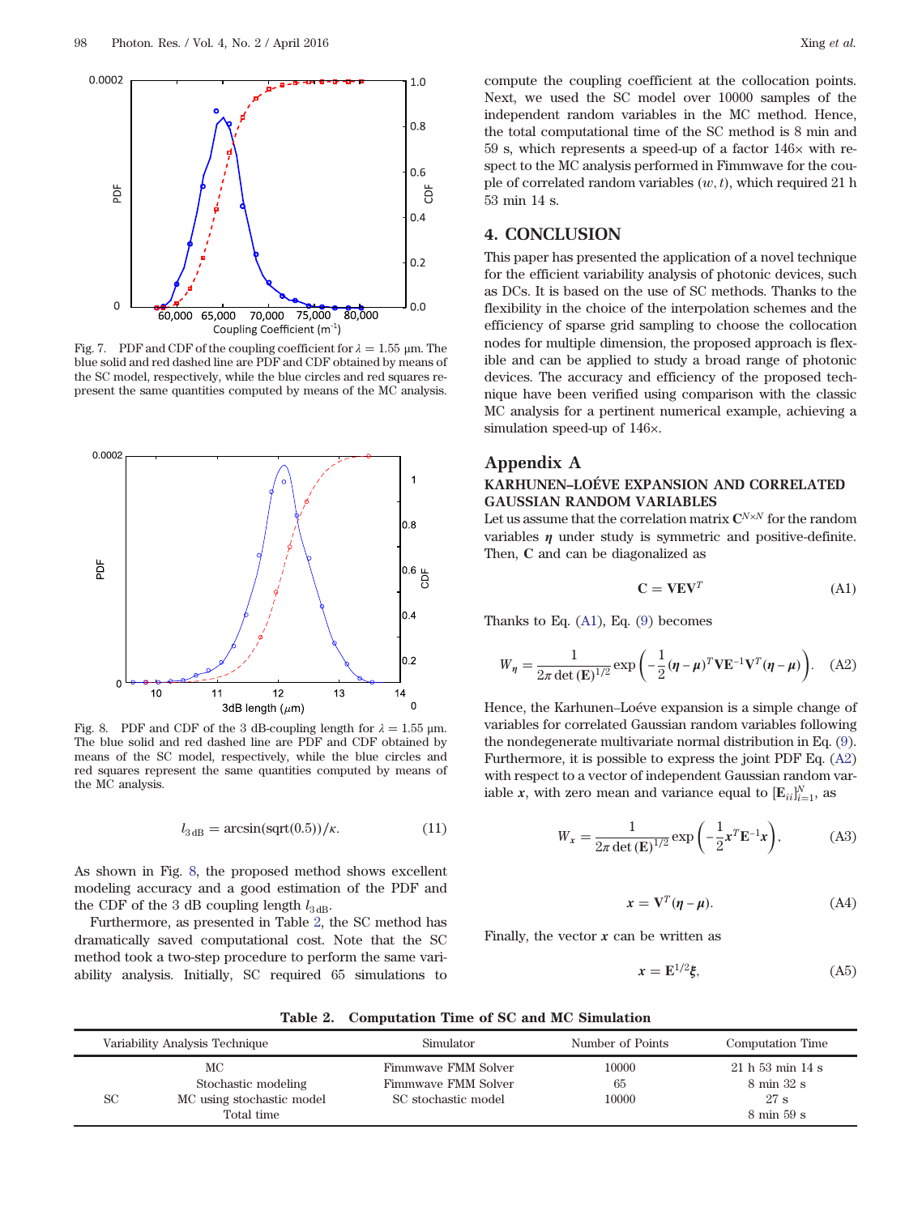Fig. 7. PDF and CDF of the coupling coefficient for $\lambda = 1.55$ μm. The blue solid and red dashed line are PDF and CDF obtained by means of the SC model, respectively, while the blue circles and red squares represent the same quantities computed by means of the MC analysis.

Fig. 8. PDF and CDF of the 3 dB-coupling length for $\lambda = 1.55$ μm. The blue solid and red dashed line are PDF and CDF obtained by means of the SC model, respectively, while the blue circles and red squares represent the same quantities computed by means of the MC analysis.

$$l_{3\,\mathrm{dB}} = \arcsin(\mathrm{sqrt}(0.5))/\kappa. \tag{11}$$

As shown in Fig. 8, the proposed method shows excellent modeling accuracy and a good estimation of the PDF and the CDF of the 3 dB coupling length $l_{3\,\mathrm{dB}}$.

Furthermore, as presented in Table 2, the SC method has dramatically saved computational cost. Note that the SC method took a two-step procedure to perform the same variability analysis. Initially, SC required 65 simulations to compute the coupling coefficient at the collocation points. Next, we used the SC model over 10000 samples of the independent random variables in the MC method. Hence, the total computational time of the SC method is 8 min and 59 s, which represents a speed-up of a factor 146× with respect to the MC analysis performed in Fimmwave for the couple of correlated random variables $(w, t)$, which required 21 h 53 min 14 s.

## 4. CONCLUSION

This paper has presented the application of a novel technique for the efficient variability analysis of photonic devices, such as DCs. It is based on the use of SC methods. Thanks to the flexibility in the choice of the interpolation schemes and the efficiency of sparse grid sampling to choose the collocation nodes for multiple dimension, the proposed approach is flexible and can be applied to study a broad range of photonic devices. The accuracy and efficiency of the proposed technique have been verified using comparison with the classic MC analysis for a pertinent numerical example, achieving a simulation speed-up of 146×.

## Appendix A

### KARHUNEN–LOÉVE EXPANSION AND CORRELATED GAUSSIAN RANDOM VARIABLES

Let us assume that the correlation matrix $\mathbf{C}^{N\times N}$ for the random variables $\boldsymbol{\eta}$ under study is symmetric and positive-definite. Then, $\mathbf{C}$ and can be diagonalized as

$$\mathbf{C} = \mathbf{V}\mathbf{E}\mathbf{V}^T \tag{A1}$$

Thanks to Eq. (A1), Eq. (9) becomes

$$W_{\boldsymbol{\eta}} = \frac{1}{2\pi \det(\mathbf{E})^{1/2}} \exp\left(-\frac{1}{2}(\boldsymbol{\eta}-\boldsymbol{\mu})^T \mathbf{V}\mathbf{E}^{-1}\mathbf{V}^T(\boldsymbol{\eta}-\boldsymbol{\mu})\right). \tag{A2}$$

Hence, the Karhunen–Loéve expansion is a simple change of variables for correlated Gaussian random variables following the nondegenerate multivariate normal distribution in Eq. (9). Furthermore, it is possible to express the joint PDF Eq. (A2) with respect to a vector of independent Gaussian random variable $\boldsymbol{x}$, with zero mean and variance equal to $[\mathbf{E}_{ii}]_{i=1}^N$, as

$$W_{\boldsymbol{x}} = \frac{1}{2\pi \det(\mathbf{E})^{1/2}} \exp\left(-\frac{1}{2}\boldsymbol{x}^T \mathbf{E}^{-1}\boldsymbol{x}\right), \tag{A3}$$

$$\boldsymbol{x} = \mathbf{V}^T(\boldsymbol{\eta}-\boldsymbol{\mu}). \tag{A4}$$

Finally, the vector $\boldsymbol{x}$ can be written as

$$\boldsymbol{x} = \mathbf{E}^{1/2}\boldsymbol{\xi}, \tag{A5}$$

**Table 2. Computation Time of SC and MC Simulation**

| Variability Analysis Technique | | Simulator | Number of Points | Computation Time |
|---|---|---|---|---|
| | MC | Fimmwave FMM Solver | 10000 | 21 h 53 min 14 s |
| SC | Stochastic modeling | Fimmwave FMM Solver | 65 | 8 min 32 s |
| | MC using stochastic model | SC stochastic model | 10000 | 27 s |
| | Total time | | | 8 min 59 s |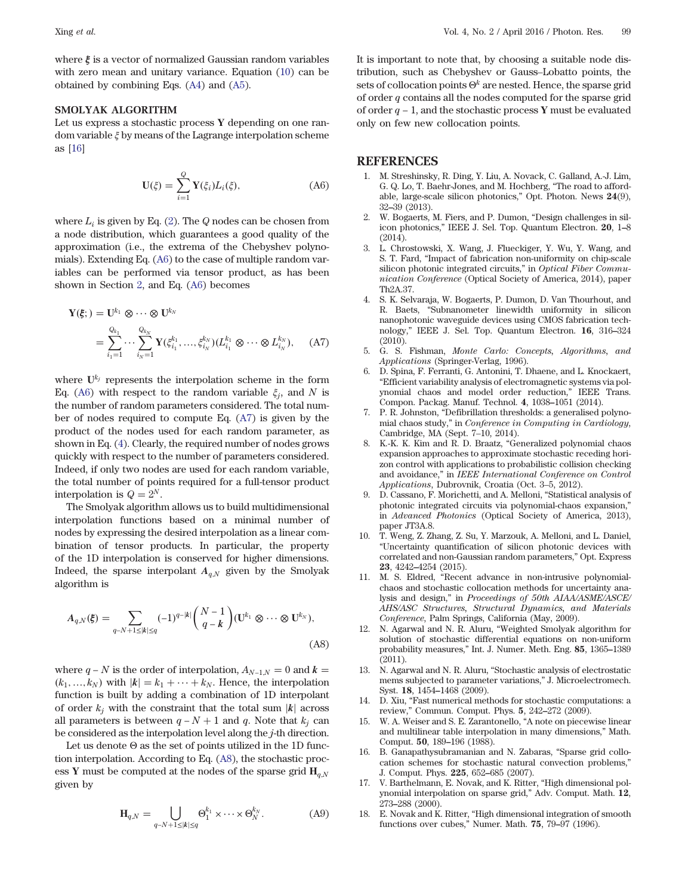where $\boldsymbol{\xi}$ is a vector of normalized Gaussian random variables with zero mean and unitary variance. Equation (10) can be obtained by combining Eqs. (A4) and (A5).

### SMOLYAK ALGORITHM

Let us express a stochastic process $\mathbf{Y}$ depending on one random variable $\xi$ by means of the Lagrange interpolation scheme as [16]

$$\mathbf{U}(\xi) = \sum_{i=1}^{Q} \mathbf{Y}(\xi_i) L_i(\xi), \tag{A6}$$

where $L_i$ is given by Eq. (2). The $Q$ nodes can be chosen from a node distribution, which guarantees a good quality of the approximation (i.e., the extrema of the Chebyshev polynomials). Extending Eq. (A6) to the case of multiple random variables can be performed via tensor product, as has been shown in Section 2, and Eq. (A6) becomes

$$\begin{aligned}\mathbf{Y}(\boldsymbol{\xi};) &= \mathbf{U}^{k_1} \otimes \cdots \otimes \mathbf{U}^{k_N} \\ &= \sum_{i_1=1}^{Q_{k_1}} \cdots \sum_{i_N=1}^{Q_{k_N}} \mathbf{Y}(\xi_{i_1}^{k_1}, \ldots, \xi_{i_N}^{k_N})(L_{i_1}^{k_1} \otimes \cdots \otimes L_{i_N}^{k_N}),\end{aligned} \tag{A7}$$

where $\mathbf{U}^{k_j}$ represents the interpolation scheme in the form Eq. (A6) with respect to the random variable $\xi_j$, and $N$ is the number of random parameters considered. The total number of nodes required to compute Eq. (A7) is given by the product of the nodes used for each random parameter, as shown in Eq. (4). Clearly, the required number of nodes grows quickly with respect to the number of parameters considered. Indeed, if only two nodes are used for each random variable, the total number of points required for a full-tensor product interpolation is $Q = 2^N$.

The Smolyak algorithm allows us to build multidimensional interpolation functions based on a minimal number of nodes by expressing the desired interpolation as a linear combination of tensor products. In particular, the property of the 1D interpolation is conserved for higher dimensions. Indeed, the sparse interpolant $A_{q,N}$ given by the Smolyak algorithm is

$$A_{q,N}(\boldsymbol{\xi}) = \sum_{q-N+1 \le |\boldsymbol{k}| \le q} (-1)^{q-|\boldsymbol{k}|} \binom{N-1}{q-\boldsymbol{k}} (\mathbf{U}^{k_1} \otimes \cdots \otimes \mathbf{U}^{k_N}), \tag{A8}$$

where $q - N$ is the order of interpolation, $A_{N-1,N} = 0$ and $\boldsymbol{k} = (k_1, \ldots, k_N)$ with $|\boldsymbol{k}| = k_1 + \cdots + k_N$. Hence, the interpolation function is built by adding a combination of 1D interpolant of order $k_j$ with the constraint that the total sum $|\boldsymbol{k}|$ across all parameters is between $q - N + 1$ and $q$. Note that $k_j$ can be considered as the interpolation level along the $j$-th direction.

Let us denote $\Theta$ as the set of points utilized in the 1D function interpolation. According to Eq. (A8), the stochastic process $\mathbf{Y}$ must be computed at the nodes of the sparse grid $\mathbf{H}_{q,N}$ given by

$$\mathbf{H}_{q,N} = \bigcup_{q-N+1 \le |\boldsymbol{k}| \le q} \Theta_1^{k_1} \times \cdots \times \Theta_N^{k_N}. \tag{A9}$$

It is important to note that, by choosing a suitable node distribution, such as Chebyshev or Gauss–Lobatto points, the sets of collocation points $\Theta^k$ are nested. Hence, the sparse grid of order $q$ contains all the nodes computed for the sparse grid of order $q - 1$, and the stochastic process $\mathbf{Y}$ must be evaluated only on few new collocation points.

## REFERENCES

1. M. Streshinsky, R. Ding, Y. Liu, A. Novack, C. Galland, A.-J. Lim, G. Q. Lo, T. Baehr-Jones, and M. Hochberg, "The road to affordable, large-scale silicon photonics," Opt. Photon. News **24**(9), 32–39 (2013).
2. W. Bogaerts, M. Fiers, and P. Dumon, "Design challenges in silicon photonics," IEEE J. Sel. Top. Quantum Electron. **20**, 1–8 (2014).
3. L. Chrostowski, X. Wang, J. Flueckiger, Y. Wu, Y. Wang, and S. T. Fard, "Impact of fabrication non-uniformity on chip-scale silicon photonic integrated circuits," in *Optical Fiber Communication Conference* (Optical Society of America, 2014), paper Th2A.37.
4. S. K. Selvaraja, W. Bogaerts, P. Dumon, D. Van Thourhout, and R. Baets, "Subnanometer linewidth uniformity in silicon nanophotonic waveguide devices using CMOS fabrication technology," IEEE J. Sel. Top. Quantum Electron. **16**, 316–324 (2010).
5. G. S. Fishman, *Monte Carlo: Concepts, Algorithms, and Applications* (Springer-Verlag, 1996).
6. D. Spina, F. Ferranti, G. Antonini, T. Dhaene, and L. Knockaert, "Efficient variability analysis of electromagnetic systems via polynomial chaos and model order reduction," IEEE Trans. Compon. Packag. Manuf. Technol. **4**, 1038–1051 (2014).
7. P. R. Johnston, "Defibrillation thresholds: a generalised polynomial chaos study," in *Conference in Computing in Cardiology*, Cambridge, MA (Sept. 7–10, 2014).
8. K.-K. K. Kim and R. D. Braatz, "Generalized polynomial chaos expansion approaches to approximate stochastic receding horizon control with applications to probabilistic collision checking and avoidance," in *IEEE International Conference on Control Applications*, Dubrovnik, Croatia (Oct. 3–5, 2012).
9. D. Cassano, F. Morichetti, and A. Melloni, "Statistical analysis of photonic integrated circuits via polynomial-chaos expansion," in *Advanced Photonics* (Optical Society of America, 2013), paper JT3A.8.
10. T. Weng, Z. Zhang, Z. Su, Y. Marzouk, A. Melloni, and L. Daniel, "Uncertainty quantification of silicon photonic devices with correlated and non-Gaussian random parameters," Opt. Express **23**, 4242–4254 (2015).
11. M. S. Eldred, "Recent advance in non-intrusive polynomial-chaos and stochastic collocation methods for uncertainty analysis and design," in *Proceedings of 50th AIAA/ASME/ASCE/AHS/ASC Structures, Structural Dynamics, and Materials Conference*, Palm Springs, California (May, 2009).
12. N. Agarwal and N. R. Aluru, "Weighted Smolyak algorithm for solution of stochastic differential equations on non-uniform probability measures," Int. J. Numer. Meth. Eng. **85**, 1365–1389 (2011).
13. N. Agarwal and N. R. Aluru, "Stochastic analysis of electrostatic mems subjected to parameter variations," J. Microelectromech. Syst. **18**, 1454–1468 (2009).
14. D. Xiu, "Fast numerical methods for stochastic computations: a review," Commun. Comput. Phys. **5**, 242–272 (2009).
15. W. A. Weiser and S. E. Zarantonello, "A note on piecewise linear and multilinear table interpolation in many dimensions," Math. Comput. **50**, 189–196 (1988).
16. B. Ganapathysubramanian and N. Zabaras, "Sparse grid collocation schemes for stochastic natural convection problems," J. Comput. Phys. **225**, 652–685 (2007).
17. V. Barthelmann, E. Novak, and K. Ritter, "High dimensional polynomial interpolation on sparse grid," Adv. Comput. Math. **12**, 273–288 (2000).
18. E. Novak and K. Ritter, "High dimensional integration of smooth functions over cubes," Numer. Math. **75**, 79–97 (1996).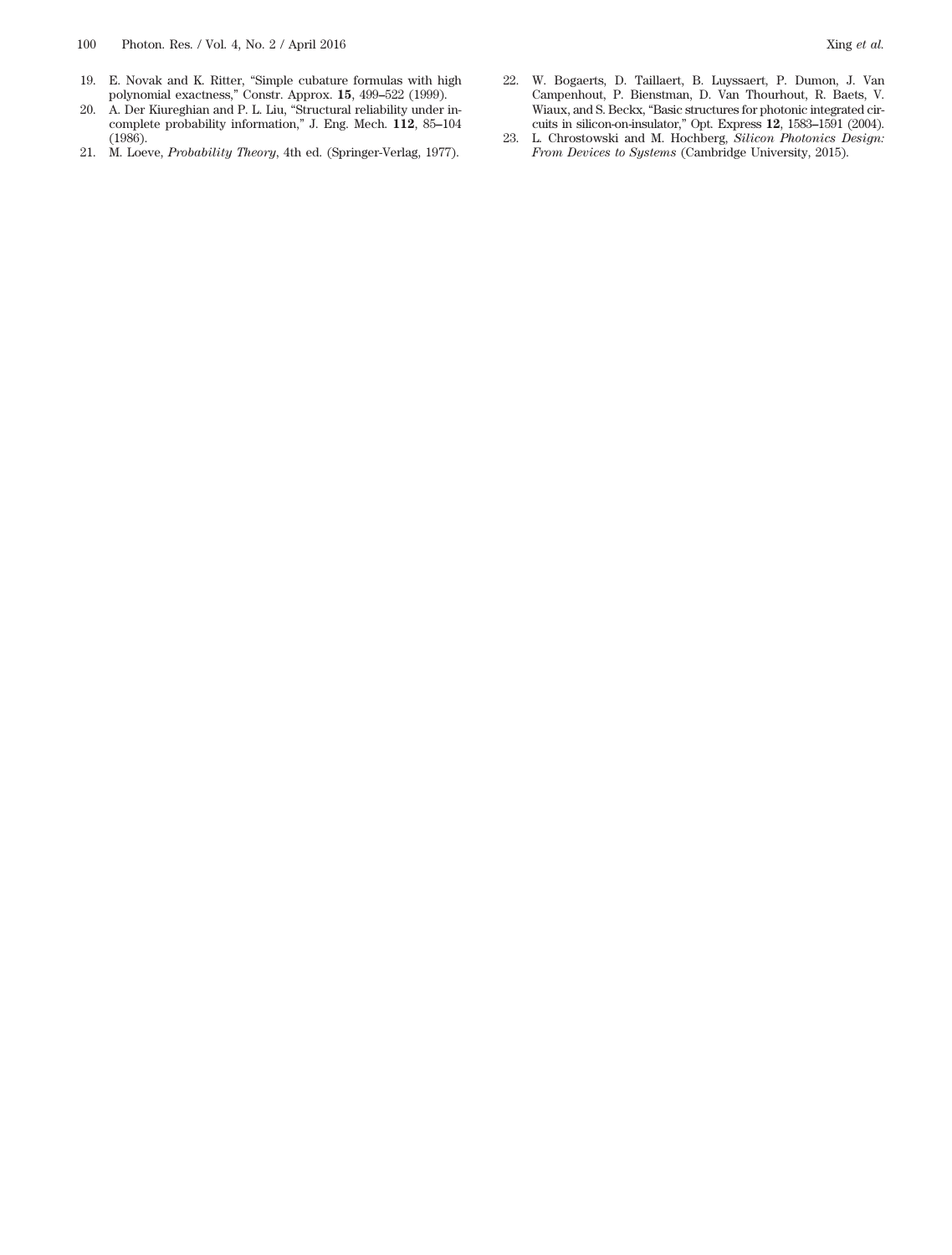19. E. Novak and K. Ritter, "Simple cubature formulas with high polynomial exactness," Constr. Approx. **15**, 499–522 (1999).
20. A. Der Kiureghian and P. L. Liu, "Structural reliability under incomplete probability information," J. Eng. Mech. **112**, 85–104 (1986).
21. M. Loeve, *Probability Theory*, 4th ed. (Springer-Verlag, 1977).
22. W. Bogaerts, D. Taillaert, B. Luyssaert, P. Dumon, J. Van Campenhout, P. Bienstman, D. Van Thourhout, R. Baets, V. Wiaux, and S. Beckx, "Basic structures for photonic integrated circuits in silicon-on-insulator," Opt. Express **12**, 1583–1591 (2004).
23. L. Chrostowski and M. Hochberg, *Silicon Photonics Design: From Devices to Systems* (Cambridge University, 2015).